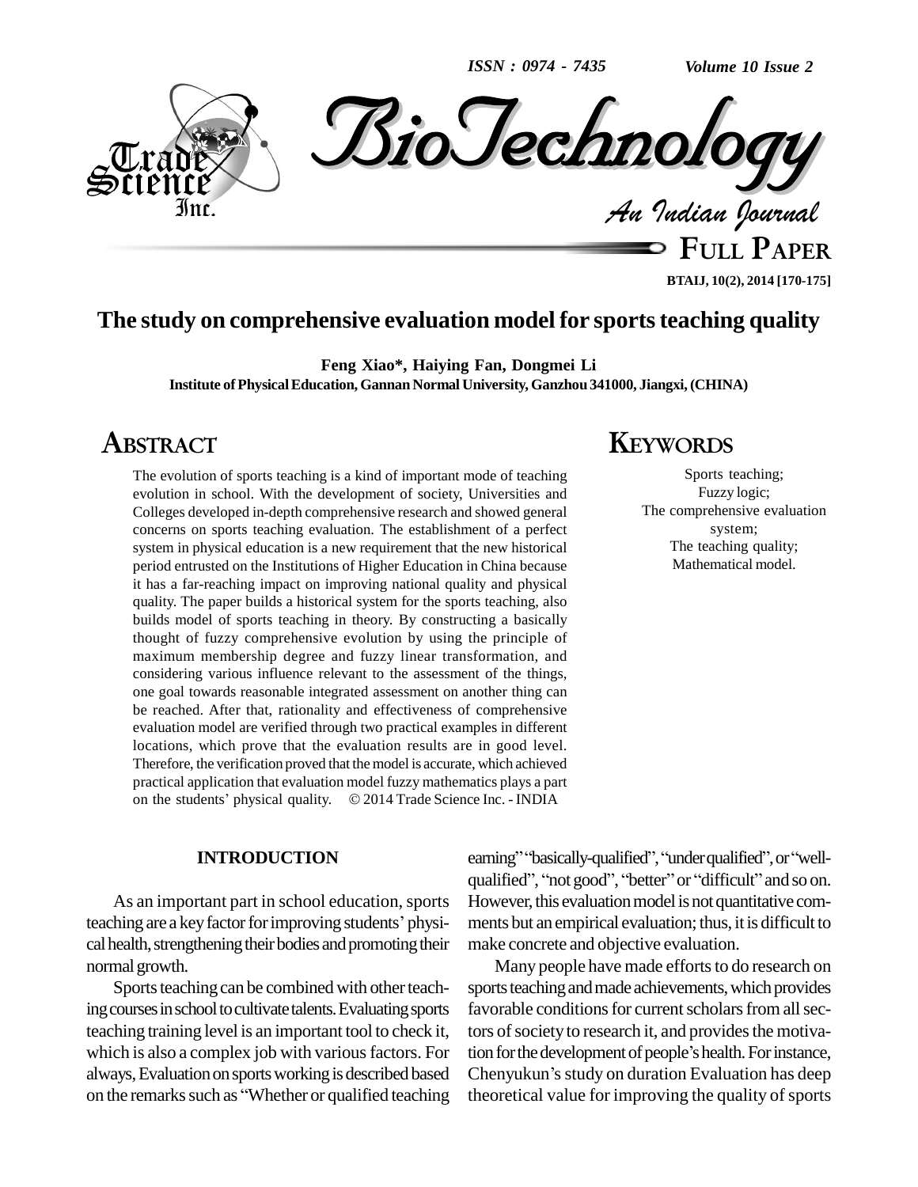# The study on comprehensive evaluation model for sports teaching quality

**Feng Xiao*, Haiying Fan, Dongmei Li**

**Institute of Physical Education, Gannan Normal University, Ganzhou 341000, Jiangxi, (CHINA)**

## ABSTRACT

The evolution of sports teaching is a kind of important mode of teaching evolution in school. With the development of society, Universities and Colleges developed in-depth comprehensive research and showed general concerns on sports teaching evaluation. The establishment of a perfect system in physical education is a new requirement that the new historical period entrusted on the Institutions of Higher Education in China because it has a far-reaching impact on improving national quality and physical quality. The paper builds a historical system for the sports teaching, also builds model of sports teaching in theory. By constructing a basically thought of fuzzy comprehensive evolution by using the principle of maximum membership degree and fuzzy linear transformation, and considering various influence relevant to the assessment of the things, one goal towards reasonable integrated assessment on another thing can be reached. After that, rationality and effectiveness of comprehensive evaluation model are verified through two practical examples in different locations, which prove that the evaluation results are in good level. Therefore, the verification proved that the model is accurate, which achieved practical application that evaluation model fuzzy mathematics plays a part on the students' physical quality. © 2014 Trade Science Inc. - INDIA

## KEYWORDS

Sports teaching;
Fuzzy logic;
The comprehensive evaluation system;
The teaching quality;
Mathematical model.

## INTRODUCTION

As an important part in school education, sports teaching are a key factor for improving students' physical health, strengthening their bodies and promoting their normal growth.

Sports teaching can be combined with other teaching courses in school to cultivate talents. Evaluating sports teaching training level is an important tool to check it, which is also a complex job with various factors. For always, Evaluation on sports working is described based on the remarks such as "Whether or qualified teaching earning" "basically-qualified", "under qualified", or "well-qualified", "not good", "better" or "difficult" and so on. However, this evaluation model is not quantitative comments but an empirical evaluation; thus, it is difficult to make concrete and objective evaluation.

Many people have made efforts to do research on sports teaching and made achievements, which provides favorable conditions for current scholars from all sectors of society to research it, and provides the motivation for the development of people's health. For instance, Chenyukun's study on duration Evaluation has deep theoretical value for improving the quality of sports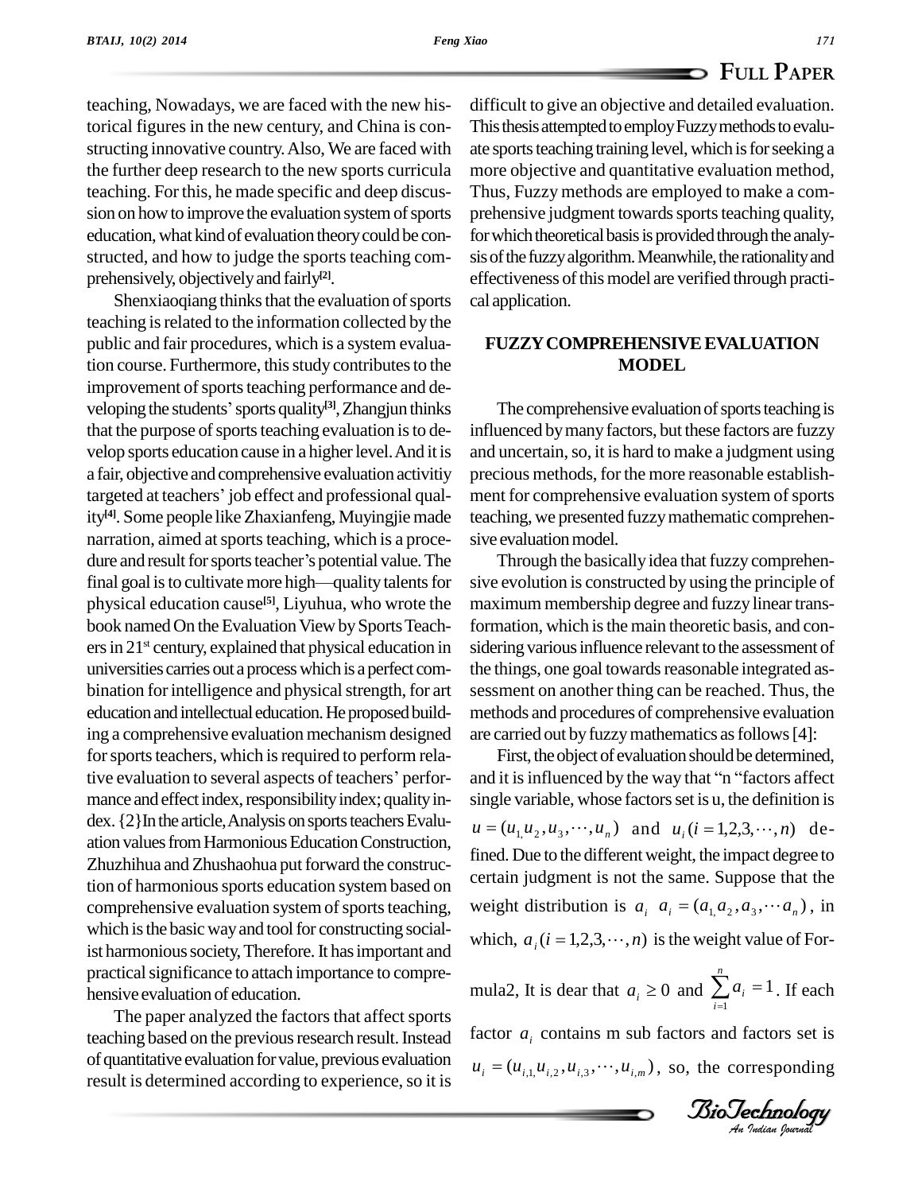teaching, Nowadays, we are faced with the new historical figures in the new century, and China is constructing innovative country. Also, We are faced with the further deep research to the new sports curricula teaching. For this, he made specific and deep discussion on how to improve the evaluation system of sports education, what kind of evaluation theory could be constructed, and how to judge the sports teaching comprehensively, objectively and fairly[2].

Shenxiaoqiang thinks that the evaluation of sports teaching is related to the information collected by the public and fair procedures, which is a system evaluation course. Furthermore, this study contributes to the improvement of sports teaching performance and developing the students' sports quality[3], Zhangjun thinks that the purpose of sports teaching evaluation is to develop sports education cause in a higher level. And it is a fair, objective and comprehensive evaluation activitiy targeted at teachers' job effect and professional quality[4]. Some people like Zhaxianfeng, Muyingjie made narration, aimed at sports teaching, which is a procedure and result for sports teacher's potential value. The final goal is to cultivate more high—quality talents for physical education cause[5], Liyuhua, who wrote the book named On the Evaluation View by Sports Teachers in 21st century, explained that physical education in universities carries out a process which is a perfect combination for intelligence and physical strength, for art education and intellectual education. He proposed building a comprehensive evaluation mechanism designed for sports teachers, which is required to perform relative evaluation to several aspects of teachers' performance and effect index, responsibility index; quality index. {2}In the article, Analysis on sports teachers Evaluation values from Harmonious Education Construction, Zhuzhihua and Zhushaohua put forward the construction of harmonious sports education system based on comprehensive evaluation system of sports teaching, which is the basic way and tool for constructing socialist harmonious society, Therefore. It has important and practical significance to attach importance to comprehensive evaluation of education.

The paper analyzed the factors that affect sports teaching based on the previous research result. Instead of quantitative evaluation for value, previous evaluation result is determined according to experience, so it is difficult to give an objective and detailed evaluation. This thesis attempted to employ Fuzzy methods to evaluate sports teaching training level, which is for seeking a more objective and quantitative evaluation method, Thus, Fuzzy methods are employed to make a comprehensive judgment towards sports teaching quality, for which theoretical basis is provided through the analysis of the fuzzy algorithm. Meanwhile, the rationality and effectiveness of this model are verified through practical application.

## FUZZY COMPREHENSIVE EVALUATION MODEL

The comprehensive evaluation of sports teaching is influenced by many factors, but these factors are fuzzy and uncertain, so, it is hard to make a judgment using precious methods, for the more reasonable establishment for comprehensive evaluation system of sports teaching, we presented fuzzy mathematic comprehensive evaluation model.

Through the basically idea that fuzzy comprehensive evolution is constructed by using the principle of maximum membership degree and fuzzy linear transformation, which is the main theoretic basis, and considering various influence relevant to the assessment of the things, one goal towards reasonable integrated assessment on another thing can be reached. Thus, the methods and procedures of comprehensive evaluation are carried out by fuzzy mathematics as follows [4]:

First, the object of evaluation should be determined, and it is influenced by the way that "n "factors affect single variable, whose factors set is u, the definition is $u = (u_{1,} u_2, u_3, \cdots, u_n)$ and $u_i (i = 1,2,3,\cdots,n)$ defined. Due to the different weight, the impact degree to certain judgment is not the same. Suppose that the weight distribution is $a_i$ $a_i = (a_{1,} a_2, a_3, \cdots a_n)$, in which, $a_i (i = 1,2,3,\cdots,n)$ is the weight value of Formula2, It is dear that $a_i \geq 0$ and $\sum_{i=1}^{n} a_i = 1$. If each factor $a_i$ contains m sub factors and factors set is $u_i = (u_{i,1,} u_{i,2}, u_{i,3}, \cdots, u_{i,m})$, so, the corresponding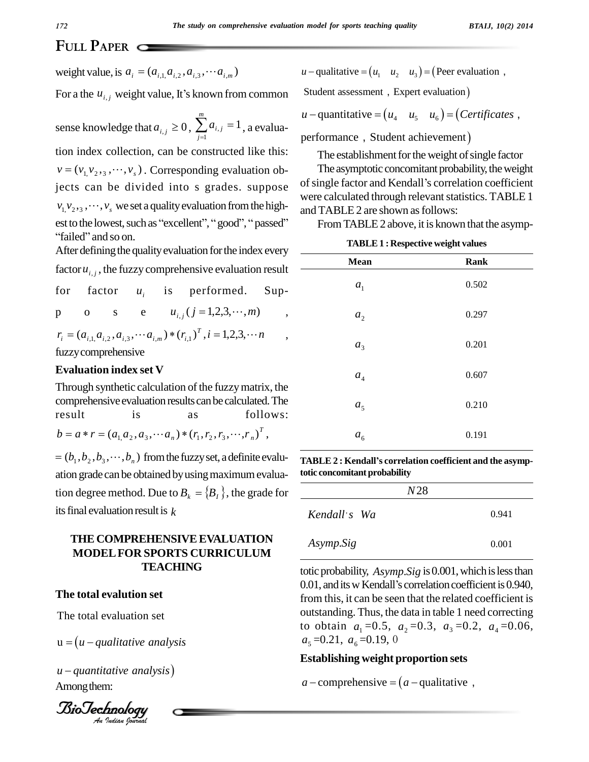weight value, is $a_i = (a_{i,1,} a_{i,2}, a_{i,3}, \cdots a_{i,m})$

For a the $u_{i,j}$ weight value, It's known from common sense knowledge that $a_{i,j} \geq 0$, $\sum_{j=1}^{m} a_{i,j} = 1$, a evaluation index collection, can be constructed like this: $v = (v_{1,} v_{2,3}, \cdots, v_s)$. Corresponding evaluation objects can be divided into s grades. suppose $v_{1,} v_{2,3}, \cdots, v_s$ we set a quality evaluation from the highest to the lowest, such as "excellent", "good", "passed" "failed" and so on.

After defining the quality evaluation for the index every factor $u_{i,j}$, the fuzzy comprehensive evaluation result for factor $u_i$ is performed. Suppose $u_{i,j}(j = 1,2,3,\cdots,m)$, $r_i = (a_{i,1,} a_{i,2}, a_{i,3}, \cdots a_{i,m}) * (r_{i,1})^T, i = 1,2,3,\cdots n$, fuzzy comprehensive

**Evaluation index set V**

Through synthetic calculation of the fuzzy matrix, the comprehensive evaluation results can be calculated. The result is as follows: $b = a * r = (a_{1,} a_2, a_3, \cdots a_n) * (r_1, r_2, r_3, \cdots, r_n)^T$, $= (b_1, b_2, b_3, \cdots, b_n)$ from the fuzzy set, a definite evaluation grade can be obtained by using maximum evaluation degree method. Due to $B_k = \{B_I\}$, the grade for its final evaluation result is $k$

## THE COMPREHENSIVE EVALUATION MODEL FOR SPORTS CURRICULUM TEACHING

**The total evalution set**

The total evaluation set

$u = (u - \textit{qualitative analysis}$

$u - \textit{quantitative analysis})$

Among them:

$u - \text{qualitative} = (u_1 \quad u_2 \quad u_3) = (\text{Peer evaluation},$ $\text{Student assessment}, \text{Expert evaluation})$

$u - \text{quantitative} = (u_4 \quad u_5 \quad u_6) = (\textit{Certificates},$ $\text{performance}, \text{Student achievement})$

The establishment for the weight of single factor

The asymptotic concomitant probability, the weight of single factor and Kendall's correlation coefficient were calculated through relevant statistics. TABLE 1 and TABLE 2 are shown as follows:

**TABLE 1 : Respective weight values**

| Mean | Rank |
|---|---|
| $a_1$ | 0.502 |
| $a_2$ | 0.297 |
| $a_3$ | 0.201 |
| $a_4$ | 0.607 |
| $a_5$ | 0.210 |
| $a_6$ | 0.191 |

**TABLE 2 : Kendall's correlation coefficient and the asymptotic concomitant probability**

| $N28$ | |
|---|---|
| *Kendall's Wa* | 0.941 |
| *Asymp.Sig* | 0.001 |

From TABLE 2 above, it is known that the asymptotic probability, *Asymp.Sig* is 0.001, which is less than 0.01, and its w Kendall's correlation coefficient is 0.940, from this, it can be seen that the related coefficient is outstanding. Thus, the data in table 1 need correcting to obtain $a_1$=0.5, $a_2$=0.3, $a_3$=0.2, $a_4$=0.06, $a_5$=0.21, $a_6$=0.19, 0

**Establishing weight proportion sets**

$a - \text{comprehensive} = (a - \text{qualitative},$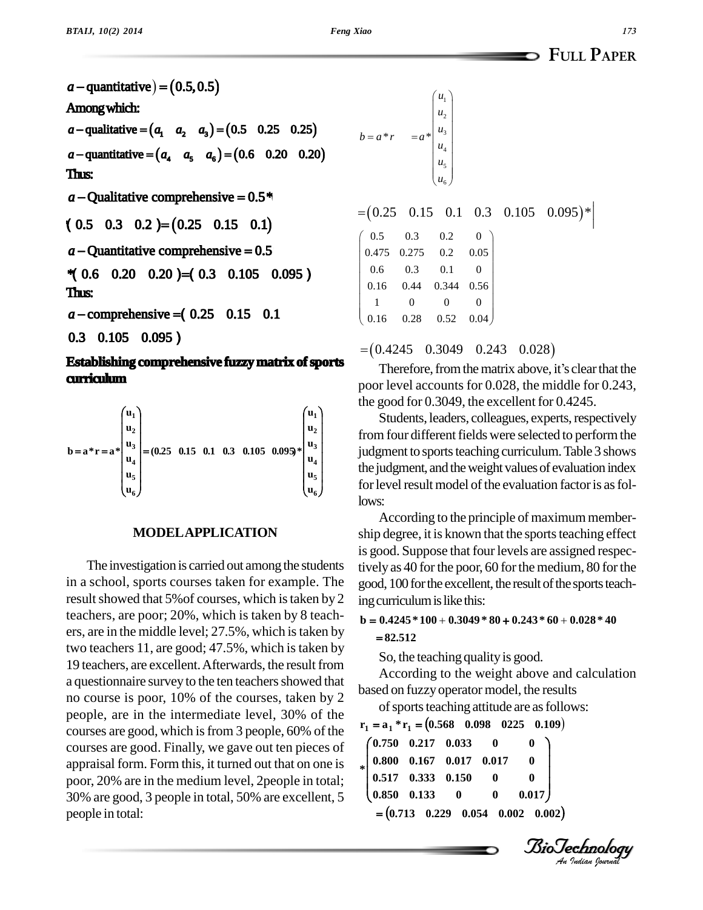$a - \text{quantitative}) = (0.5, 0.5)$

Among which:

$a - \text{qualitative} = (a_1 \quad a_2 \quad a_3) = (0.5 \quad 0.25 \quad 0.25)$

$a - \text{quantitative} = (a_4 \quad a_5 \quad a_6) = (0.6 \quad 0.20 \quad 0.20)$

Thus:

$a - \text{Qualitative comprehensive} = 0.5*$

$( 0.5 \quad 0.3 \quad 0.2 ) = (0.25 \quad 0.15 \quad 0.1)$

$a - \text{Quantitative comprehensive} = 0.5$

$*( 0.6 \quad 0.20 \quad 0.20 ) = ( 0.3 \quad 0.105 \quad 0.095 )$

Thus:

$a - \text{comprehensive} = ( 0.25 \quad 0.15 \quad 0.1$

$0.3 \quad 0.105 \quad 0.095 )$

**Establishing comprehensive fuzzy matrix of sports curriculum**

$$b = a * r = a * \begin{pmatrix} u_1 \\ u_2 \\ u_3 \\ u_4 \\ u_5 \\ u_6 \end{pmatrix} = (0.25 \quad 0.15 \quad 0.1 \quad 0.3 \quad 0.105 \quad 0.095) * \begin{pmatrix} u_1 \\ u_2 \\ u_3 \\ u_4 \\ u_5 \\ u_6 \end{pmatrix}$$

## MODEL APPLICATION

The investigation is carried out among the students in a school, sports courses taken for example. The result showed that 5%of courses, which is taken by 2 teachers, are poor; 20%, which is taken by 8 teachers, are in the middle level; 27.5%, which is taken by two teachers 11, are good; 47.5%, which is taken by 19 teachers, are excellent. Afterwards, the result from a questionnaire survey to the ten teachers showed that no course is poor, 10% of the courses, taken by 2 people, are in the intermediate level, 30% of the courses are good, which is from 3 people, 60% of the courses are good. Finally, we gave out ten pieces of appraisal form. Form this, it turned out that on one is poor, 20% are in the medium level, 2people in total; 30% are good, 3 people in total, 50% are excellent, 5 people in total:

$$b = a * r \quad = a * \begin{pmatrix} u_1 \\ u_2 \\ u_3 \\ u_4 \\ u_5 \\ u_6 \end{pmatrix}$$

$$= (0.25 \quad 0.15 \quad 0.1 \quad 0.3 \quad 0.105 \quad 0.095) * \begin{pmatrix} 0.5 & 0.3 & 0.2 & 0 \\ 0.475 & 0.275 & 0.2 & 0.05 \\ 0.6 & 0.3 & 0.1 & 0 \\ 0.16 & 0.44 & 0.344 & 0.56 \\ 1 & 0 & 0 & 0 \\ 0.16 & 0.28 & 0.52 & 0.04 \end{pmatrix}$$

$$= (0.4245 \quad 0.3049 \quad 0.243 \quad 0.028)$$

Therefore, from the matrix above, it's clear that the poor level accounts for 0.028, the middle for 0.243, the good for 0.3049, the excellent for 0.4245.

Students, leaders, colleagues, experts, respectively from four different fields were selected to perform the judgment to sports teaching curriculum. Table 3 shows the judgment, and the weight values of evaluation index for level result model of the evaluation factor is as follows:

According to the principle of maximum membership degree, it is known that the sports teaching effect is good. Suppose that four levels are assigned respectively as 40 for the poor, 60 for the medium, 80 for the good, 100 for the excellent, the result of the sports teaching curriculum is like this:

$$b = 0.4245 * 100 + 0.3049 * 80 + 0.243 * 60 + 0.028 * 40$$
$$= 82.512$$

So, the teaching quality is good.

According to the weight above and calculation based on fuzzy operator model, the results

of sports teaching attitude are as follows:

$$r_1 = a_1 * r_1 = (0.568 \quad 0.098 \quad 0225 \quad 0.109)$$
$$* \begin{pmatrix} 0.750 & 0.217 & 0.033 & 0 & 0 \\ 0.800 & 0.167 & 0.017 & 0.017 & 0 \\ 0.517 & 0.333 & 0.150 & 0 & 0 \\ 0.850 & 0.133 & 0 & 0 & 0.017 \end{pmatrix}$$
$$= (0.713 \quad 0.229 \quad 0.054 \quad 0.002 \quad 0.002)$$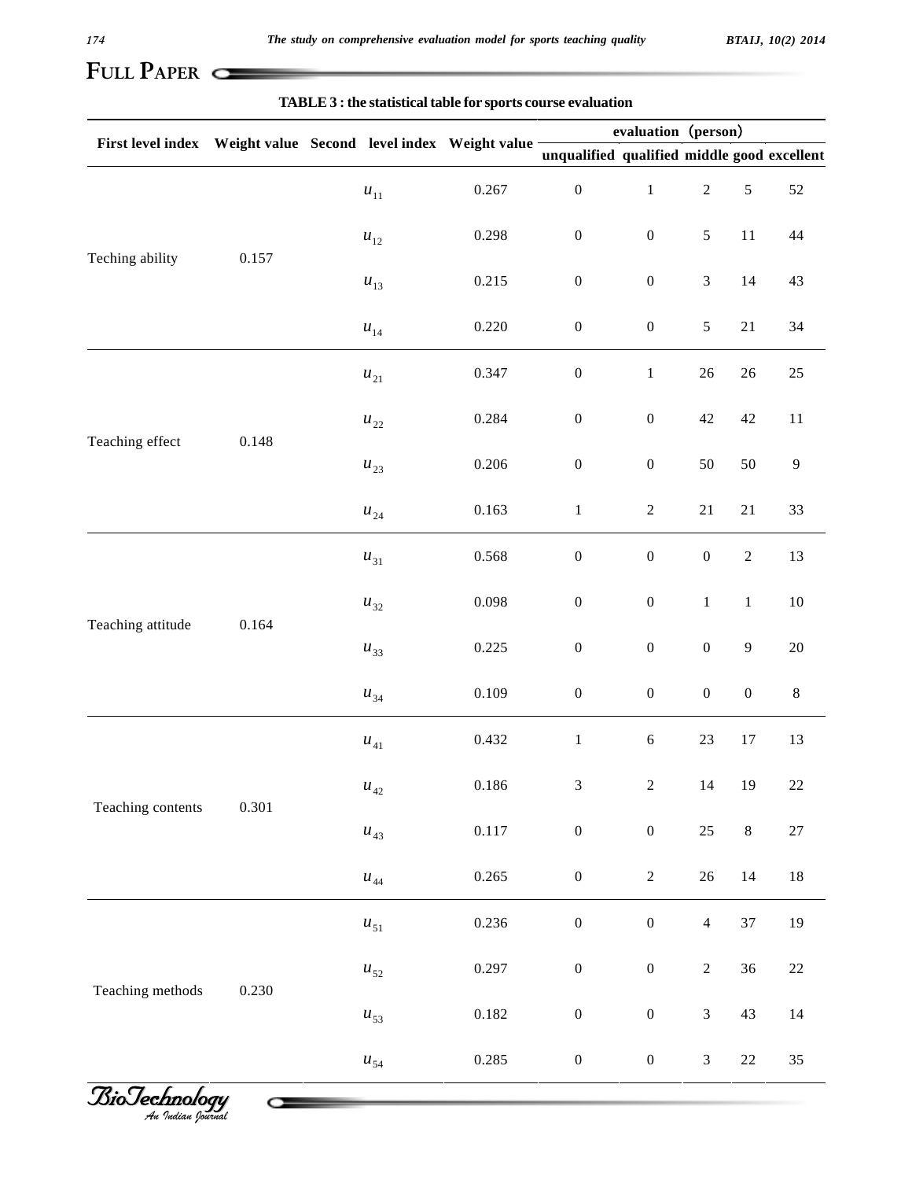**TABLE 3 : the statistical table for sports course evaluation**

| First level index | Weight value | Second level index | Weight value | evaluation（person） | | | | |
|---|---|---|---|---|---|---|---|---|
| | | | | unqualified | qualified | middle | good | excellent |
| Teching ability | 0.157 | $u_{11}$ | 0.267 | 0 | 1 | 2 | 5 | 52 |
| | | $u_{12}$ | 0.298 | 0 | 0 | 5 | 11 | 44 |
| | | $u_{13}$ | 0.215 | 0 | 0 | 3 | 14 | 43 |
| | | $u_{14}$ | 0.220 | 0 | 0 | 5 | 21 | 34 |
| Teaching effect | 0.148 | $u_{21}$ | 0.347 | 0 | 1 | 26 | 26 | 25 |
| | | $u_{22}$ | 0.284 | 0 | 0 | 42 | 42 | 11 |
| | | $u_{23}$ | 0.206 | 0 | 0 | 50 | 50 | 9 |
| | | $u_{24}$ | 0.163 | 1 | 2 | 21 | 21 | 33 |
| Teaching attitude | 0.164 | $u_{31}$ | 0.568 | 0 | 0 | 0 | 2 | 13 |
| | | $u_{32}$ | 0.098 | 0 | 0 | 1 | 1 | 10 |
| | | $u_{33}$ | 0.225 | 0 | 0 | 0 | 9 | 20 |
| | | $u_{34}$ | 0.109 | 0 | 0 | 0 | 0 | 8 |
| Teaching contents | 0.301 | $u_{41}$ | 0.432 | 1 | 6 | 23 | 17 | 13 |
| | | $u_{42}$ | 0.186 | 3 | 2 | 14 | 19 | 22 |
| | | $u_{43}$ | 0.117 | 0 | 0 | 25 | 8 | 27 |
| | | $u_{44}$ | 0.265 | 0 | 2 | 26 | 14 | 18 |
| Teaching methods | 0.230 | $u_{51}$ | 0.236 | 0 | 0 | 4 | 37 | 19 |
| | | $u_{52}$ | 0.297 | 0 | 0 | 2 | 36 | 22 |
| | | $u_{53}$ | 0.182 | 0 | 0 | 3 | 43 | 14 |
| | | $u_{54}$ | 0.285 | 0 | 0 | 3 | 22 | 35 |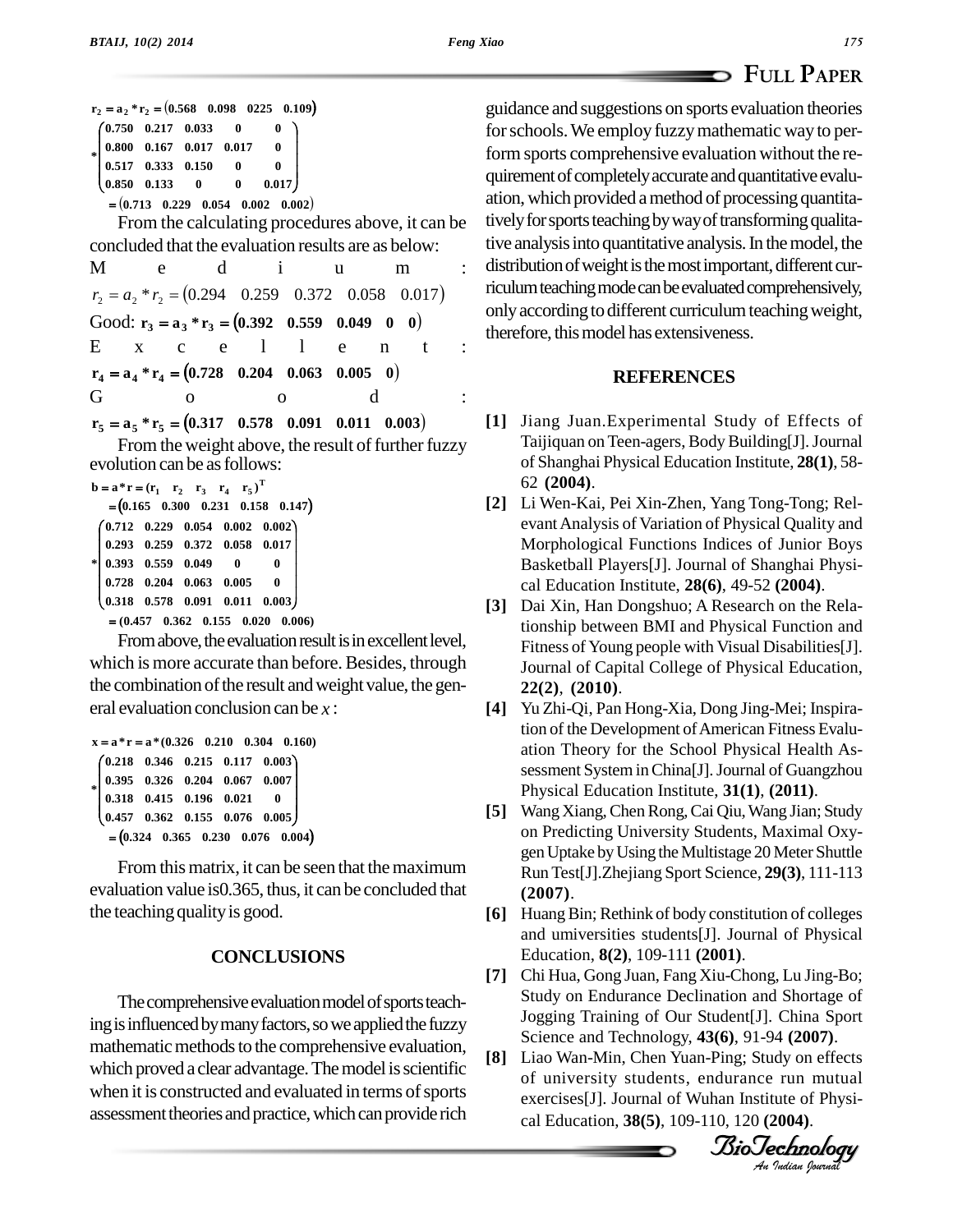$$\mathbf{r_2 = a_2 * r_2 = (0.568 \quad 0.098 \quad 0225 \quad 0.109)}$$

$$* \begin{pmatrix} 0.750 & 0.217 & 0.033 & 0 & 0 \\ 0.800 & 0.167 & 0.017 & 0.017 & 0 \\ 0.517 & 0.333 & 0.150 & 0 & 0 \\ 0.850 & 0.133 & 0 & 0 & 0.017 \end{pmatrix}$$

$$= (0.713 \quad 0.229 \quad 0.054 \quad 0.002 \quad 0.002)$$

From the calculating procedures above, it can be concluded that the evaluation results are as below:

Medium:

$$r_2 = a_2 * r_2 = (0.294 \quad 0.259 \quad 0.372 \quad 0.058 \quad 0.017)$$

Good: $\mathbf{r_3 = a_3 * r_3 = (0.392 \quad 0.559 \quad 0.049 \quad 0 \quad 0)}$

Excellent:

$$\mathbf{r_4 = a_4 * r_4 = (0.728 \quad 0.204 \quad 0.063 \quad 0.005 \quad 0)}$$

Good:

$$\mathbf{r_5 = a_5 * r_5 = (0.317 \quad 0.578 \quad 0.091 \quad 0.011 \quad 0.003)}$$

From the weight above, the result of further fuzzy evolution can be as follows:

$$\mathbf{b = a * r = (r_1 \quad r_2 \quad r_3 \quad r_4 \quad r_5)^T}$$

$$= (0.165 \quad 0.300 \quad 0.231 \quad 0.158 \quad 0.147)$$

$$* \begin{pmatrix} 0.712 & 0.229 & 0.054 & 0.002 & 0.002 \\ 0.293 & 0.259 & 0.372 & 0.058 & 0.017 \\ 0.393 & 0.559 & 0.049 & 0 & 0 \\ 0.728 & 0.204 & 0.063 & 0.005 & 0 \\ 0.318 & 0.578 & 0.091 & 0.011 & 0.003 \end{pmatrix}$$

$$= (0.457 \quad 0.362 \quad 0.155 \quad 0.020 \quad 0.006)$$

From above, the evaluation result is in excellent level, which is more accurate than before. Besides, through the combination of the result and weight value, the general evaluation conclusion can be $x$:

$$\mathbf{x = a * r = a * (0.326 \quad 0.210 \quad 0.304 \quad 0.160)}$$

$$* \begin{pmatrix} 0.218 & 0.346 & 0.215 & 0.117 & 0.003 \\ 0.395 & 0.326 & 0.204 & 0.067 & 0.007 \\ 0.318 & 0.415 & 0.196 & 0.021 & 0 \\ 0.457 & 0.362 & 0.155 & 0.076 & 0.005 \end{pmatrix}$$

$$= (0.324 \quad 0.365 \quad 0.230 \quad 0.076 \quad 0.004)$$

From this matrix, it can be seen that the maximum evaluation value is0.365, thus, it can be concluded that the teaching quality is good.

## CONCLUSIONS

The comprehensive evaluation model of sports teaching is influenced by many factors, so we applied the fuzzy mathematic methods to the comprehensive evaluation, which proved a clear advantage. The model is scientific when it is constructed and evaluated in terms of sports assessment theories and practice, which can provide rich guidance and suggestions on sports evaluation theories for schools. We employ fuzzy mathematic way to perform sports comprehensive evaluation without the requirement of completely accurate and quantitative evaluation, which provided a method of processing quantitatively for sports teaching by way of transforming qualitative analysis into quantitative analysis. In the model, the distribution of weight is the most important, different curriculum teaching mode can be evaluated comprehensively, only according to different curriculum teaching weight, therefore, this model has extensiveness.

## REFERENCES

[1] Jiang Juan.Experimental Study of Effects of Taijiquan on Teen-agers, Body Building[J]. Journal of Shanghai Physical Education Institute, **28(1)**, 58-62 **(2004)**.

[2] Li Wen-Kai, Pei Xin-Zhen, Yang Tong-Tong; Relevant Analysis of Variation of Physical Quality and Morphological Functions Indices of Junior Boys Basketball Players[J]. Journal of Shanghai Physical Education Institute, **28(6)**, 49-52 **(2004)**.

[3] Dai Xin, Han Dongshuo; A Research on the Relationship between BMI and Physical Function and Fitness of Young people with Visual Disabilities[J]. Journal of Capital College of Physical Education, **22(2)**, **(2010)**.

[4] Yu Zhi-Qi, Pan Hong-Xia, Dong Jing-Mei; Inspiration of the Development of American Fitness Evaluation Theory for the School Physical Health Assessment System in China[J]. Journal of Guangzhou Physical Education Institute, **31(1)**, **(2011)**.

[5] Wang Xiang, Chen Rong, Cai Qiu, Wang Jian; Study on Predicting University Students, Maximal Oxygen Uptake by Using the Multistage 20 Meter Shuttle Run Test[J].Zhejiang Sport Science, **29(3)**, 111-113 **(2007)**.

[6] Huang Bin; Rethink of body constitution of colleges and umiversities students[J]. Journal of Physical Education, **8(2)**, 109-111 **(2001)**.

[7] Chi Hua, Gong Juan, Fang Xiu-Chong, Lu Jing-Bo; Study on Endurance Declination and Shortage of Jogging Training of Our Student[J]. China Sport Science and Technology, **43(6)**, 91-94 **(2007)**.

[8] Liao Wan-Min, Chen Yuan-Ping; Study on effects of university students, endurance run mutual exercises[J]. Journal of Wuhan Institute of Physical Education, **38(5)**, 109-110, 120 **(2004)**.